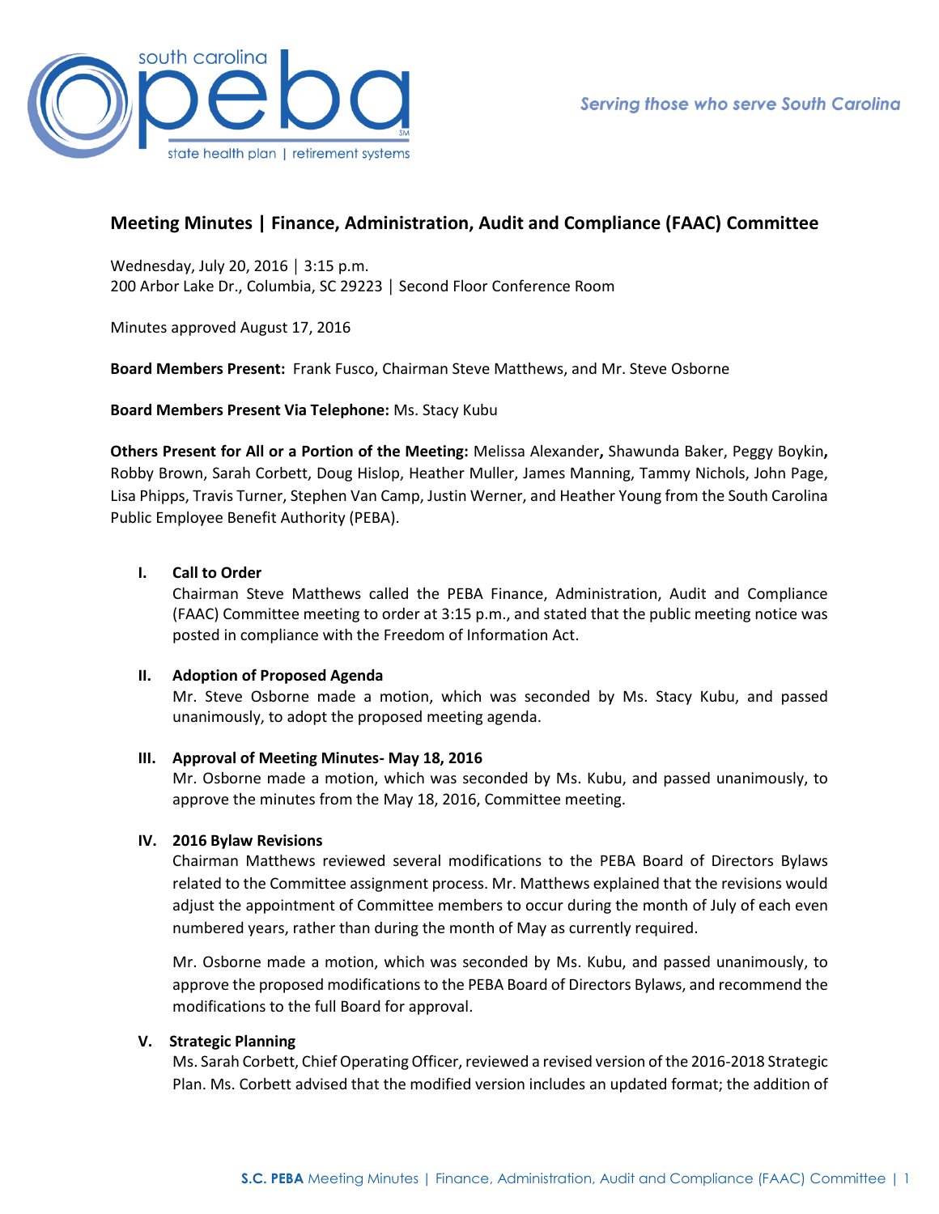# Meeting Minutes | Finance, Administration, Audit and Compliance (FAAC) Committee

Wednesday, July 20, 2016 │ 3:15 p.m.
200 Arbor Lake Dr., Columbia, SC 29223 │ Second Floor Conference Room

Minutes approved August 17, 2016

**Board Members Present:** Frank Fusco, Chairman Steve Matthews, and Mr. Steve Osborne

**Board Members Present Via Telephone:** Ms. Stacy Kubu

**Others Present for All or a Portion of the Meeting:** Melissa Alexander**,** Shawunda Baker, Peggy Boykin**,** Robby Brown, Sarah Corbett, Doug Hislop, Heather Muller, James Manning, Tammy Nichols, John Page, Lisa Phipps, Travis Turner, Stephen Van Camp, Justin Werner, and Heather Young from the South Carolina Public Employee Benefit Authority (PEBA).

## I. Call to Order

Chairman Steve Matthews called the PEBA Finance, Administration, Audit and Compliance (FAAC) Committee meeting to order at 3:15 p.m., and stated that the public meeting notice was posted in compliance with the Freedom of Information Act.

## II. Adoption of Proposed Agenda

Mr. Steve Osborne made a motion, which was seconded by Ms. Stacy Kubu, and passed unanimously, to adopt the proposed meeting agenda.

## III. Approval of Meeting Minutes- May 18, 2016

Mr. Osborne made a motion, which was seconded by Ms. Kubu, and passed unanimously, to approve the minutes from the May 18, 2016, Committee meeting.

## IV. 2016 Bylaw Revisions

Chairman Matthews reviewed several modifications to the PEBA Board of Directors Bylaws related to the Committee assignment process. Mr. Matthews explained that the revisions would adjust the appointment of Committee members to occur during the month of July of each even numbered years, rather than during the month of May as currently required.

Mr. Osborne made a motion, which was seconded by Ms. Kubu, and passed unanimously, to approve the proposed modifications to the PEBA Board of Directors Bylaws, and recommend the modifications to the full Board for approval.

## V. Strategic Planning

Ms. Sarah Corbett, Chief Operating Officer, reviewed a revised version of the 2016-2018 Strategic Plan. Ms. Corbett advised that the modified version includes an updated format; the addition of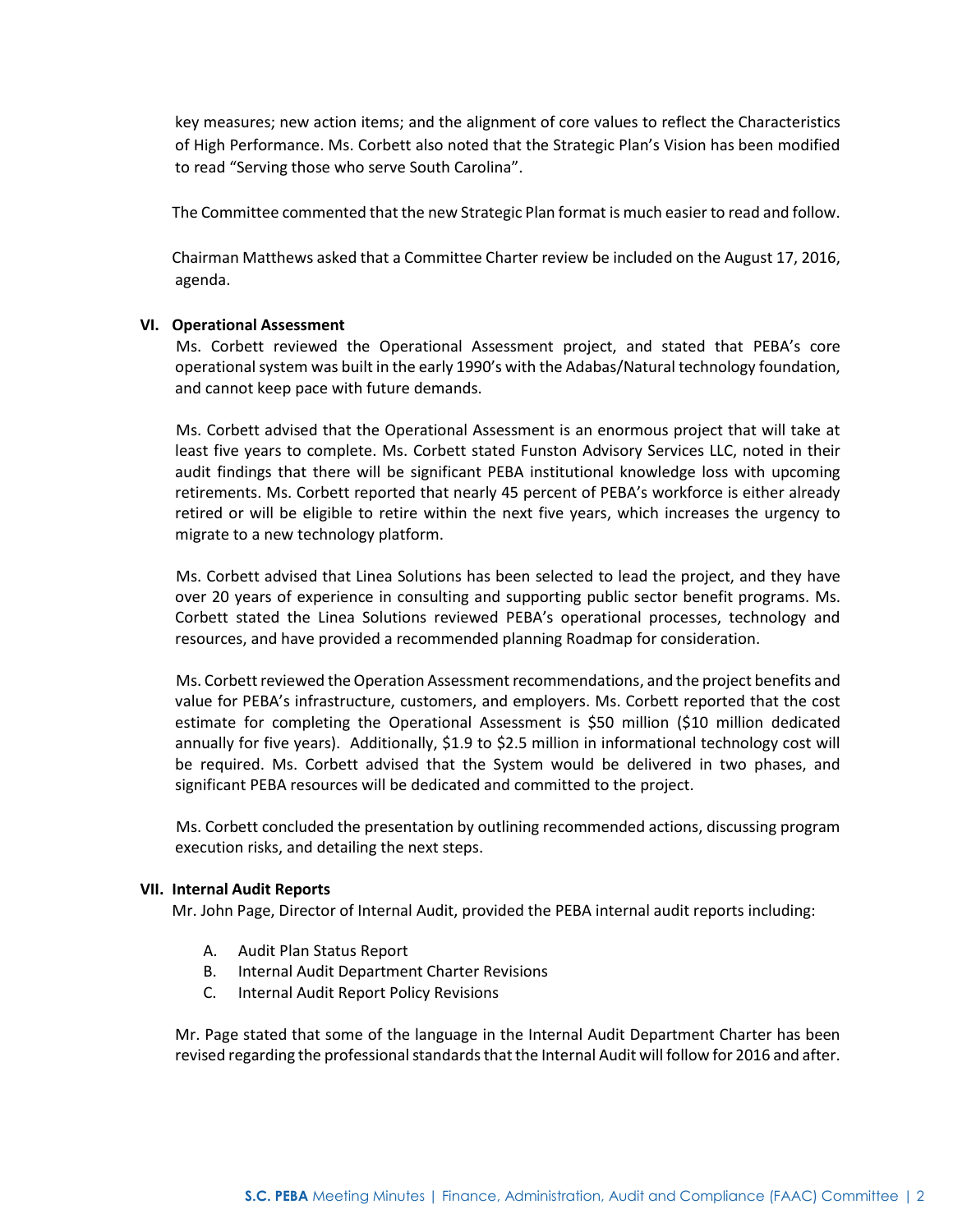key measures; new action items; and the alignment of core values to reflect the Characteristics of High Performance. Ms. Corbett also noted that the Strategic Plan's Vision has been modified to read "Serving those who serve South Carolina".

The Committee commented that the new Strategic Plan format is much easier to read and follow.

Chairman Matthews asked that a Committee Charter review be included on the August 17, 2016, agenda.

**VI. Operational Assessment**

Ms. Corbett reviewed the Operational Assessment project, and stated that PEBA's core operational system was built in the early 1990's with the Adabas/Natural technology foundation, and cannot keep pace with future demands.

Ms. Corbett advised that the Operational Assessment is an enormous project that will take at least five years to complete. Ms. Corbett stated Funston Advisory Services LLC, noted in their audit findings that there will be significant PEBA institutional knowledge loss with upcoming retirements. Ms. Corbett reported that nearly 45 percent of PEBA's workforce is either already retired or will be eligible to retire within the next five years, which increases the urgency to migrate to a new technology platform.

Ms. Corbett advised that Linea Solutions has been selected to lead the project, and they have over 20 years of experience in consulting and supporting public sector benefit programs. Ms. Corbett stated the Linea Solutions reviewed PEBA's operational processes, technology and resources, and have provided a recommended planning Roadmap for consideration.

Ms. Corbett reviewed the Operation Assessment recommendations, and the project benefits and value for PEBA's infrastructure, customers, and employers. Ms. Corbett reported that the cost estimate for completing the Operational Assessment is $50 million ($10 million dedicated annually for five years). Additionally, $1.9 to $2.5 million in informational technology cost will be required. Ms. Corbett advised that the System would be delivered in two phases, and significant PEBA resources will be dedicated and committed to the project.

Ms. Corbett concluded the presentation by outlining recommended actions, discussing program execution risks, and detailing the next steps.

**VII. Internal Audit Reports**

Mr. John Page, Director of Internal Audit, provided the PEBA internal audit reports including:

A. Audit Plan Status Report
B. Internal Audit Department Charter Revisions
C. Internal Audit Report Policy Revisions

Mr. Page stated that some of the language in the Internal Audit Department Charter has been revised regarding the professional standards that the Internal Audit will follow for 2016 and after.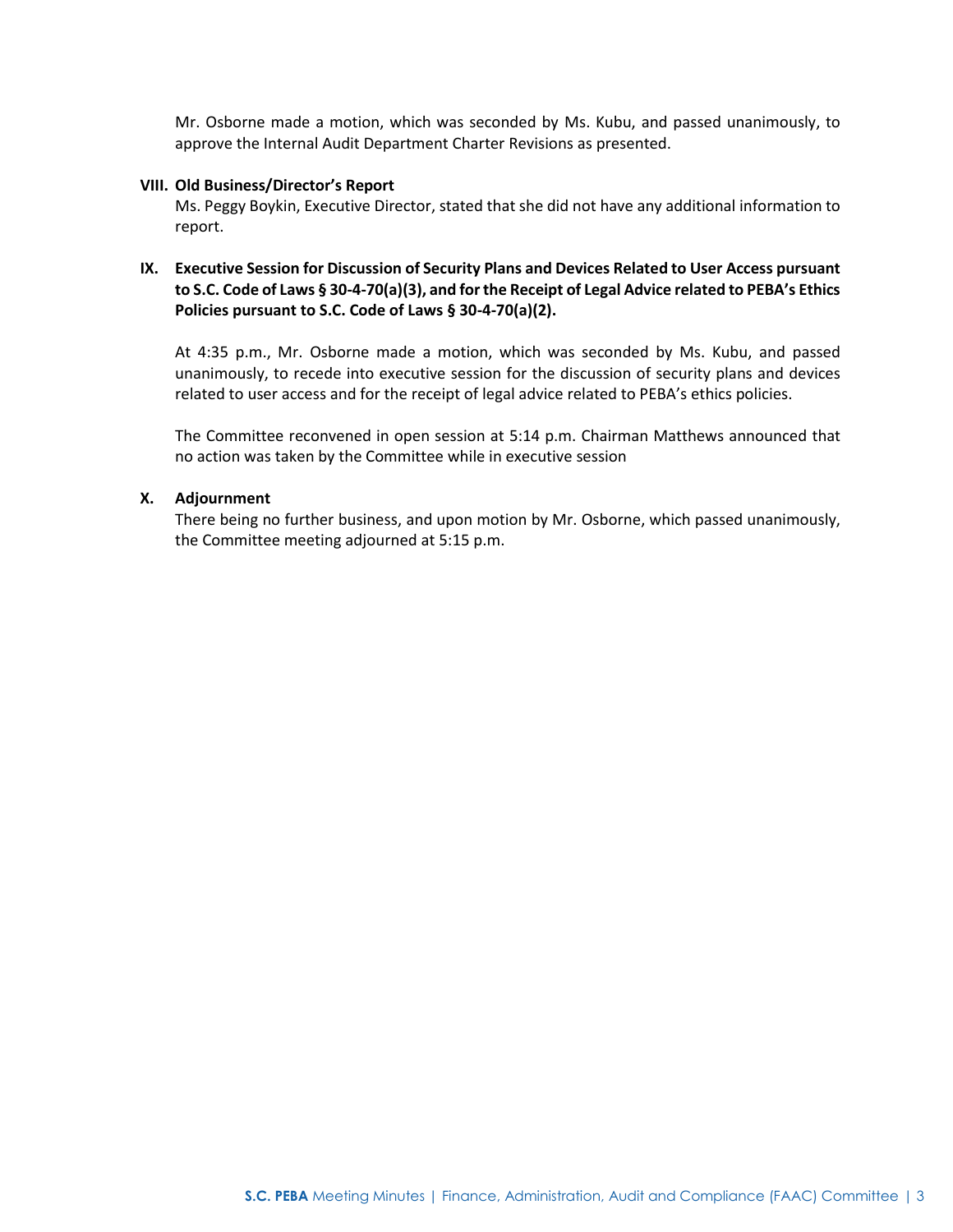Mr. Osborne made a motion, which was seconded by Ms. Kubu, and passed unanimously, to approve the Internal Audit Department Charter Revisions as presented.

**VIII. Old Business/Director's Report**

Ms. Peggy Boykin, Executive Director, stated that she did not have any additional information to report.

**IX. Executive Session for Discussion of Security Plans and Devices Related to User Access pursuant to S.C. Code of Laws § 30-4-70(a)(3), and for the Receipt of Legal Advice related to PEBA's Ethics Policies pursuant to S.C. Code of Laws § 30-4-70(a)(2).**

At 4:35 p.m., Mr. Osborne made a motion, which was seconded by Ms. Kubu, and passed unanimously, to recede into executive session for the discussion of security plans and devices related to user access and for the receipt of legal advice related to PEBA's ethics policies.

The Committee reconvened in open session at 5:14 p.m. Chairman Matthews announced that no action was taken by the Committee while in executive session

**X. Adjournment**

There being no further business, and upon motion by Mr. Osborne, which passed unanimously, the Committee meeting adjourned at 5:15 p.m.